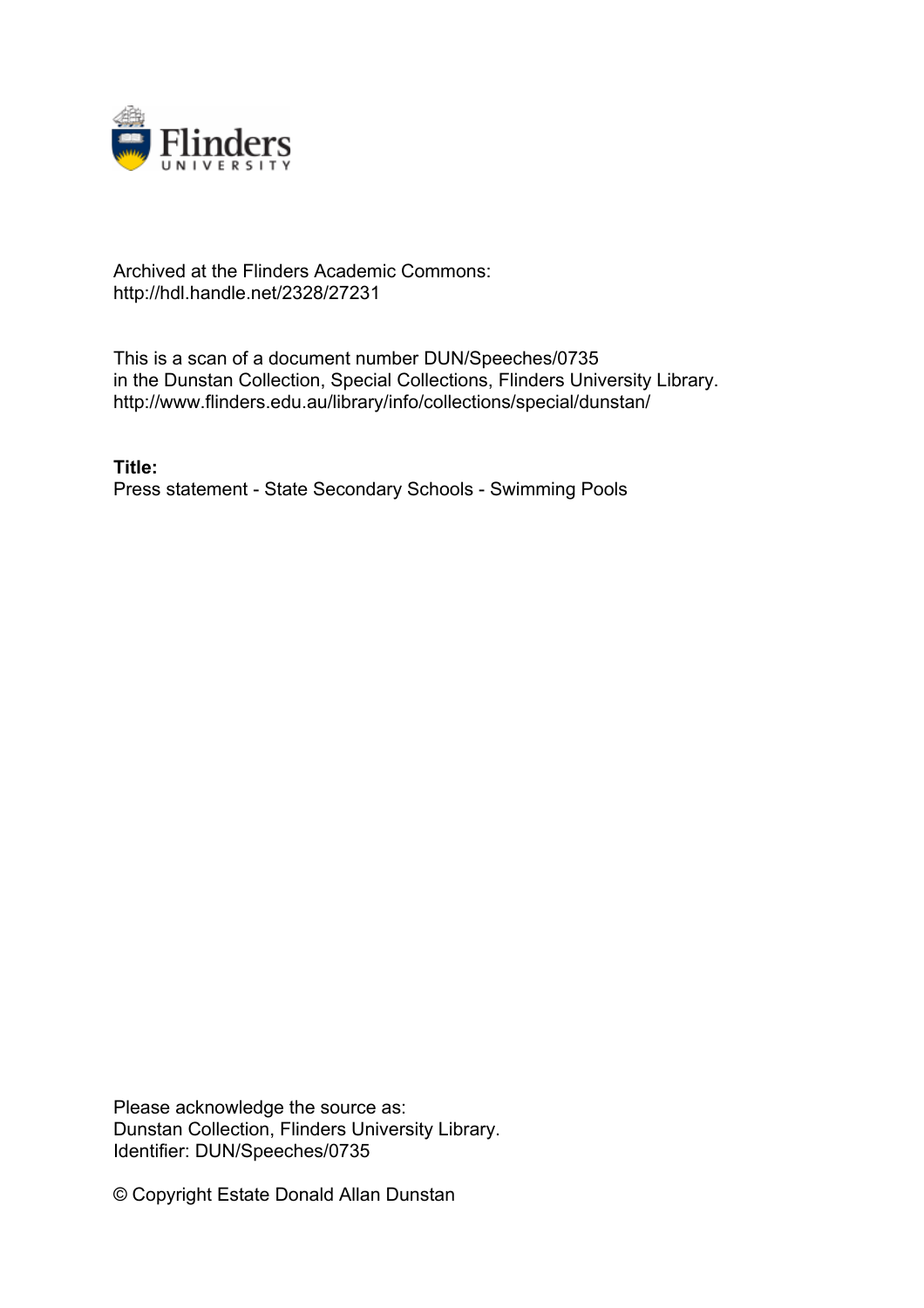Archived at the Flinders Academic Commons:
http://hdl.handle.net/2328/27231

This is a scan of a document number DUN/Speeches/0735
in the Dunstan Collection, Special Collections, Flinders University Library.
http://www.flinders.edu.au/library/info/collections/special/dunstan/

**Title:**
Press statement - State Secondary Schools - Swimming Pools

Please acknowledge the source as:
Dunstan Collection, Flinders University Library.
Identifier: DUN/Speeches/0735

© Copyright Estate Donald Allan Dunstan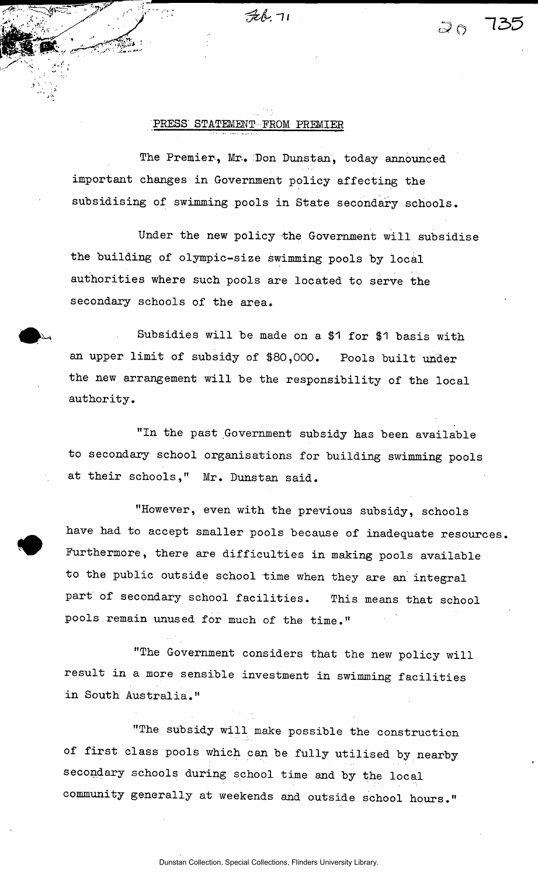## PRESS STATEMENT FROM PREMIER

The Premier, Mr. Don Dunstan, today announced important changes in Government policy affecting the subsidising of swimming pools in State secondary schools.

Under the new policy the Government will subsidise the building of olympic-size swimming pools by local authorities where such pools are located to serve the secondary schools of the area.

Subsidies will be made on a $1 for $1 basis with an upper limit of subsidy of $80,000. Pools built under the new arrangement will be the responsibility of the local authority.

"In the past Government subsidy has been available to secondary school organisations for building swimming pools at their schools," Mr. Dunstan said.

"However, even with the previous subsidy, schools have had to accept smaller pools because of inadequate resources. Furthermore, there are difficulties in making pools available to the public outside school time when they are an integral part of secondary school facilities. This means that school pools remain unused for much of the time."

"The Government considers that the new policy will result in a more sensible investment in swimming facilities in South Australia."

"The subsidy will make possible the construction of first class pools which can be fully utilised by nearby secondary schools during school time and by the local community generally at weekends and outside school hours."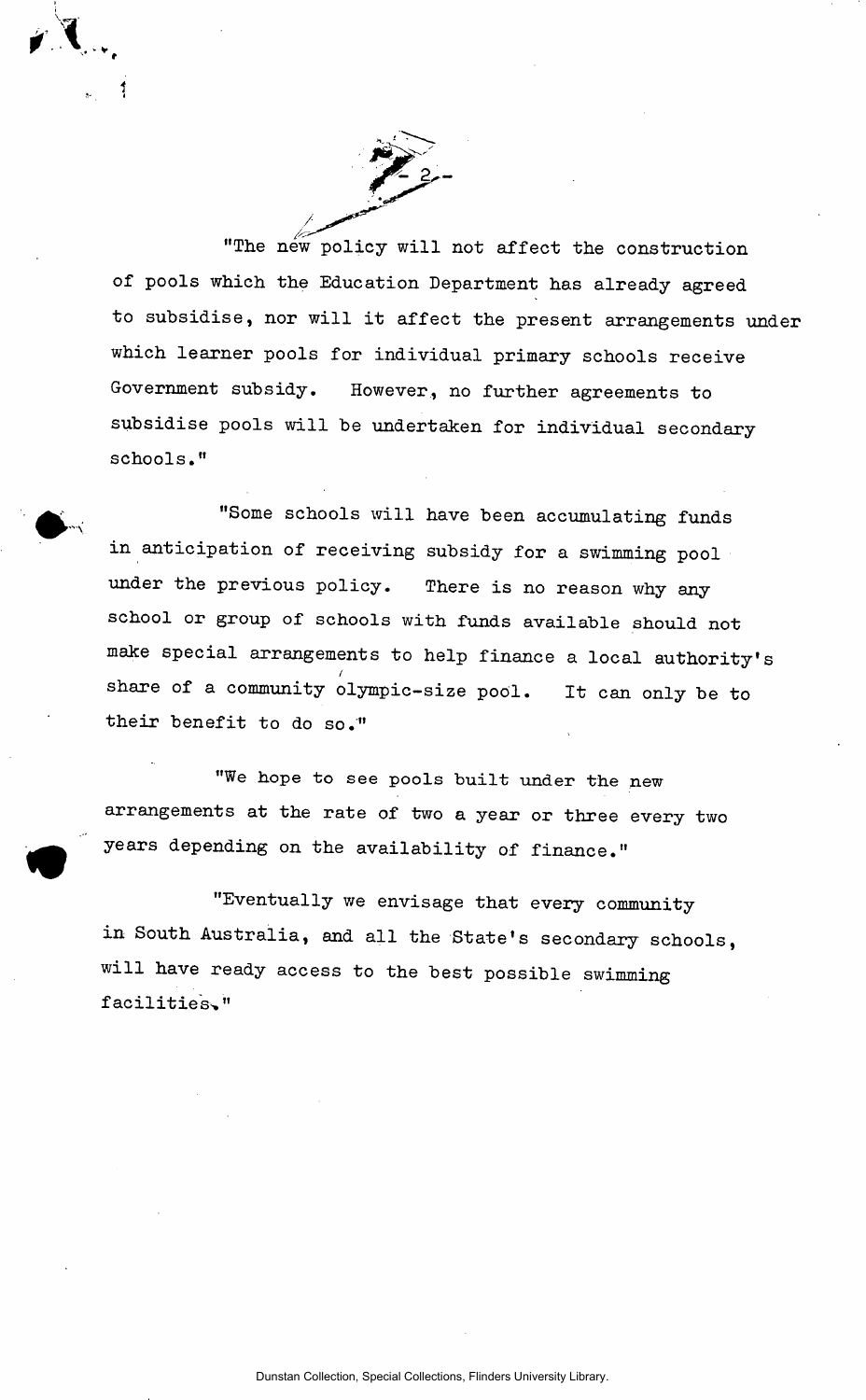"The new policy will not affect the construction of pools which the Education Department has already agreed to subsidise, nor will it affect the present arrangements under which learner pools for individual primary schools receive Government subsidy. However, no further agreements to subsidise pools will be undertaken for individual secondary schools."

"Some schools will have been accumulating funds in anticipation of receiving subsidy for a swimming pool under the previous policy. There is no reason why any school or group of schools with funds available should not make special arrangements to help finance a local authority's share of a community olympic-size pool. It can only be to their benefit to do so."

"We hope to see pools built under the new arrangements at the rate of two a year or three every two years depending on the availability of finance."

"Eventually we envisage that every community in South Australia, and all the State's secondary schools, will have ready access to the best possible swimming facilities."